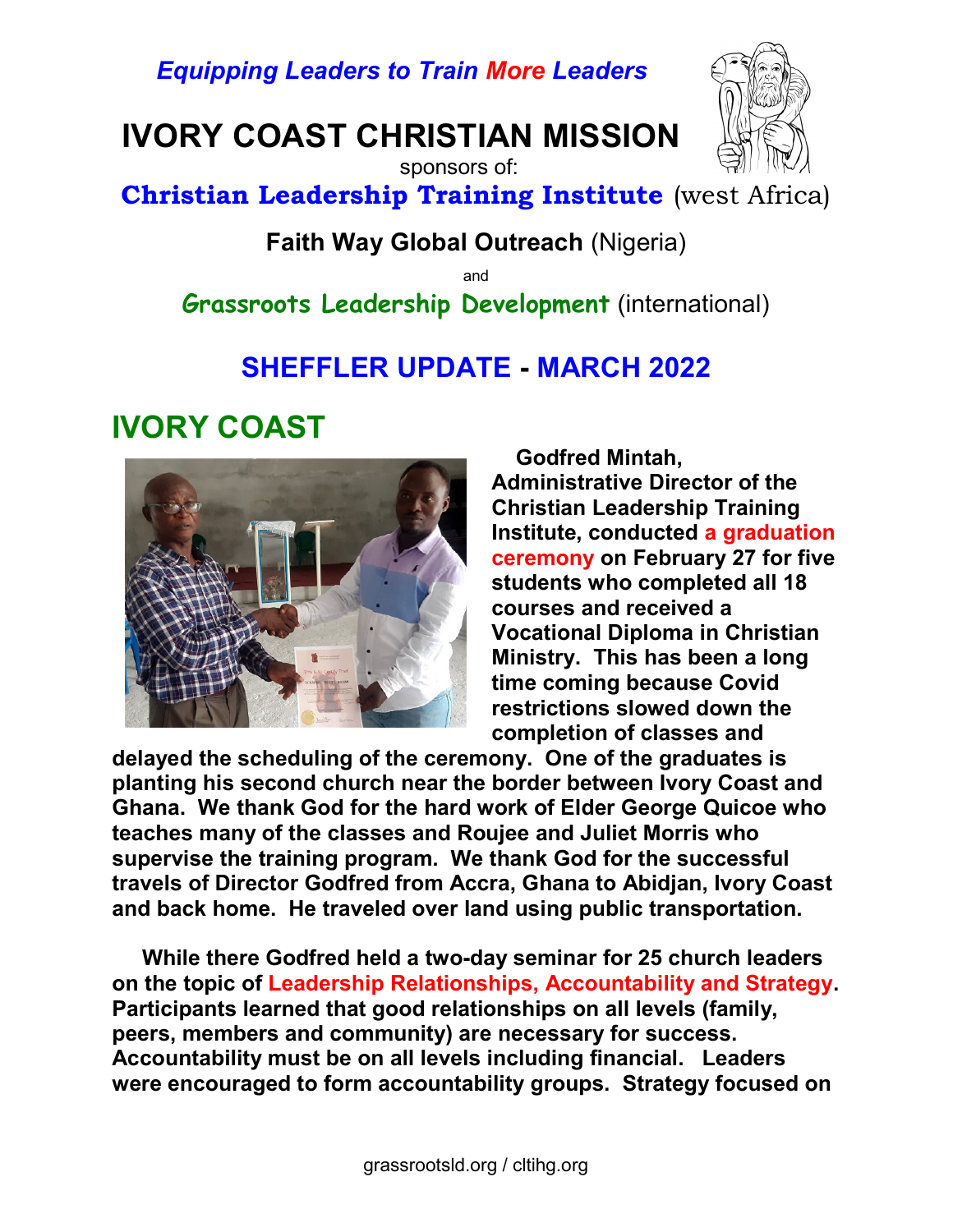*Equipping Leaders to Train More Leaders*

# IVORY COAST CHRISTIAN MISSION

sponsors of:

**Christian Leadership Training Institute** (west Africa)

**Faith Way Global Outreach** (Nigeria)

and

**Grassroots Leadership Development** (international)

## SHEFFLER UPDATE - MARCH 2022

## IVORY COAST

**Godfred Mintah, Administrative Director of the Christian Leadership Training Institute, conducted a graduation ceremony on February 27 for five students who completed all 18 courses and received a Vocational Diploma in Christian Ministry. This has been a long time coming because Covid restrictions slowed down the completion of classes and delayed the scheduling of the ceremony. One of the graduates is planting his second church near the border between Ivory Coast and Ghana. We thank God for the hard work of Elder George Quicoe who teaches many of the classes and Roujee and Juliet Morris who supervise the training program. We thank God for the successful travels of Director Godfred from Accra, Ghana to Abidjan, Ivory Coast and back home. He traveled over land using public transportation.**

**While there Godfred held a two-day seminar for 25 church leaders on the topic of Leadership Relationships, Accountability and Strategy. Participants learned that good relationships on all levels (family, peers, members and community) are necessary for success. Accountability must be on all levels including financial. Leaders were encouraged to form accountability groups. Strategy focused on**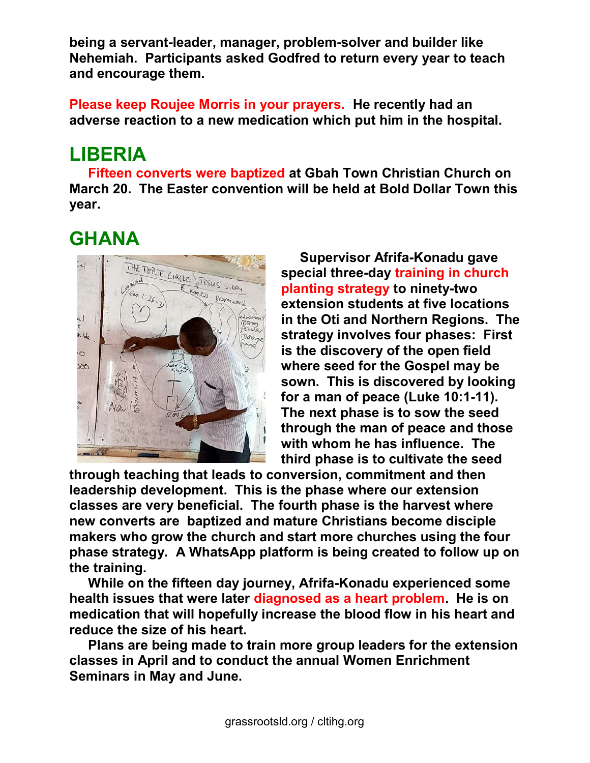**being a servant-leader, manager, problem-solver and builder like Nehemiah. Participants asked Godfred to return every year to teach and encourage them.**

**Please keep Roujee Morris in your prayers. He recently had an adverse reaction to a new medication which put him in the hospital.**

## LIBERIA

**Fifteen converts were baptized at Gbah Town Christian Church on March 20. The Easter convention will be held at Bold Dollar Town this year.**

## GHANA

**Supervisor Afrifa-Konadu gave special three-day training in church planting strategy to ninety-two extension students at five locations in the Oti and Northern Regions. The strategy involves four phases: First is the discovery of the open field where seed for the Gospel may be sown. This is discovered by looking for a man of peace (Luke 10:1-11). The next phase is to sow the seed through the man of peace and those with whom he has influence. The third phase is to cultivate the seed through teaching that leads to conversion, commitment and then leadership development. This is the phase where our extension classes are very beneficial. The fourth phase is the harvest where new converts are baptized and mature Christians become disciple makers who grow the church and start more churches using the four phase strategy. A WhatsApp platform is being created to follow up on the training.**

**While on the fifteen day journey, Afrifa-Konadu experienced some health issues that were later diagnosed as a heart problem. He is on medication that will hopefully increase the blood flow in his heart and reduce the size of his heart.**

**Plans are being made to train more group leaders for the extension classes in April and to conduct the annual Women Enrichment Seminars in May and June.**

grassrootsld.org / cltihg.org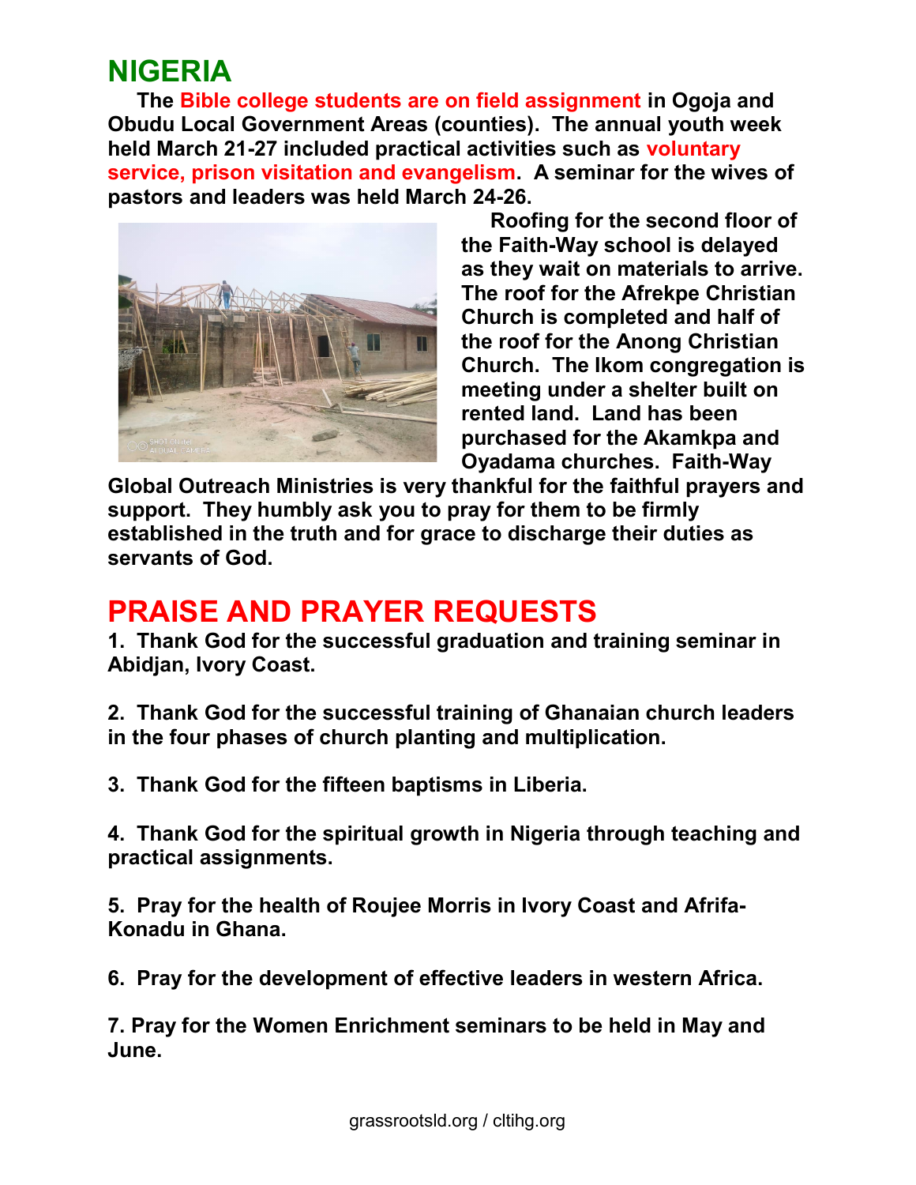# NIGERIA

**The Bible college students are on field assignment in Ogoja and Obudu Local Government Areas (counties). The annual youth week held March 21-27 included practical activities such as voluntary service, prison visitation and evangelism. A seminar for the wives of pastors and leaders was held March 24-26.**

**Roofing for the second floor of the Faith-Way school is delayed as they wait on materials to arrive. The roof for the Afrekpe Christian Church is completed and half of the roof for the Anong Christian Church. The Ikom congregation is meeting under a shelter built on rented land. Land has been purchased for the Akamkpa and Oyadama churches. Faith-Way Global Outreach Ministries is very thankful for the faithful prayers and support. They humbly ask you to pray for them to be firmly established in the truth and for grace to discharge their duties as servants of God.**

# PRAISE AND PRAYER REQUESTS

**1. Thank God for the successful graduation and training seminar in Abidjan, Ivory Coast.**

**2. Thank God for the successful training of Ghanaian church leaders in the four phases of church planting and multiplication.**

**3. Thank God for the fifteen baptisms in Liberia.**

**4. Thank God for the spiritual growth in Nigeria through teaching and practical assignments.**

**5. Pray for the health of Roujee Morris in Ivory Coast and Afrifa-Konadu in Ghana.**

**6. Pray for the development of effective leaders in western Africa.**

**7. Pray for the Women Enrichment seminars to be held in May and June.**

grassrootsld.org / cltihg.org